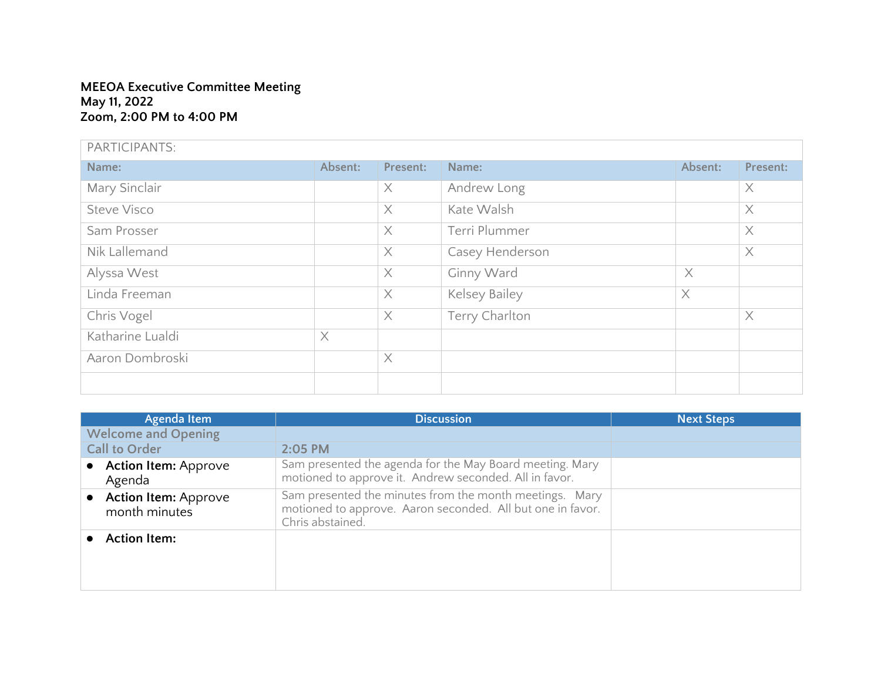**MEEOA Executive Committee Meeting**
**May 11, 2022**
**Zoom, 2:00 PM to 4:00 PM**

| PARTICIPANTS: | | | | | |
|---|---|---|---|---|---|
| **Name:** | **Absent:** | **Present:** | **Name:** | **Absent:** | **Present:** |
| Mary Sinclair | | X | Andrew Long | | X |
| Steve Visco | | X | Kate Walsh | | X |
| Sam Prosser | | X | Terri Plummer | | X |
| Nik Lallemand | | X | Casey Henderson | | X |
| Alyssa West | | X | Ginny Ward | X | |
| Linda Freeman | | X | Kelsey Bailey | X | |
| Chris Vogel | | X | Terry Charlton | | X |
| Katharine Lualdi | X | | | | |
| Aaron Dombroski | | X | | | |
| | | | | | |

| Agenda Item | Discussion | Next Steps |
|---|---|---|
| **Welcome and Opening** | | |
| **Call to Order** | **2:05 PM** | |
| • **Action Item:** Approve Agenda | Sam presented the agenda for the May Board meeting. Mary motioned to approve it. Andrew seconded. All in favor. | |
| • **Action Item:** Approve month minutes | Sam presented the minutes from the month meetings. Mary motioned to approve. Aaron seconded. All but one in favor. Chris abstained. | |
| • **Action Item:** | | |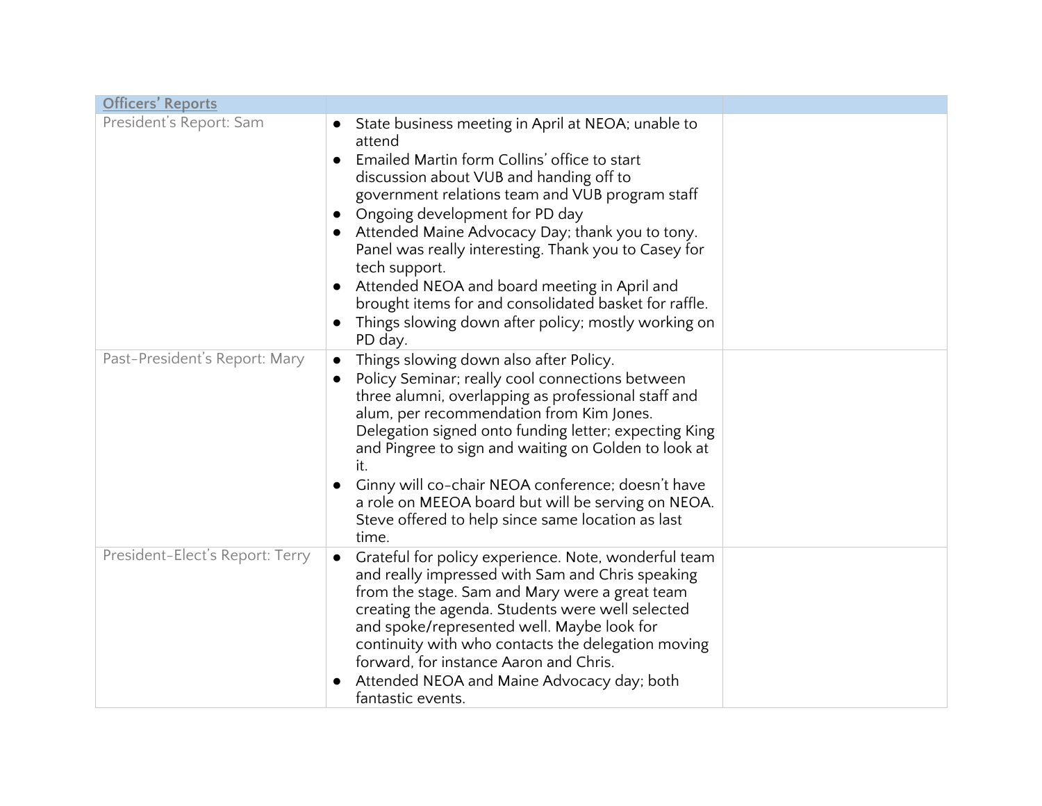| Officers' Reports | | |
|---|---|---|
| President's Report: Sam | • State business meeting in April at NEOA; unable to attend<br>• Emailed Martin form Collins' office to start discussion about VUB and handing off to government relations team and VUB program staff<br>• Ongoing development for PD day<br>• Attended Maine Advocacy Day; thank you to tony. Panel was really interesting. Thank you to Casey for tech support.<br>• Attended NEOA and board meeting in April and brought items for and consolidated basket for raffle.<br>• Things slowing down after policy; mostly working on PD day. | |
| Past-President's Report: Mary | • Things slowing down also after Policy.<br>• Policy Seminar; really cool connections between three alumni, overlapping as professional staff and alum, per recommendation from Kim Jones. Delegation signed onto funding letter; expecting King and Pingree to sign and waiting on Golden to look at it.<br>• Ginny will co-chair NEOA conference; doesn't have a role on MEEOA board but will be serving on NEOA. Steve offered to help since same location as last time. | |
| President-Elect's Report: Terry | • Grateful for policy experience. Note, wonderful team and really impressed with Sam and Chris speaking from the stage. Sam and Mary were a great team creating the agenda. Students were well selected and spoke/represented well. Maybe look for continuity with who contacts the delegation moving forward, for instance Aaron and Chris.<br>• Attended NEOA and Maine Advocacy day; both fantastic events. | |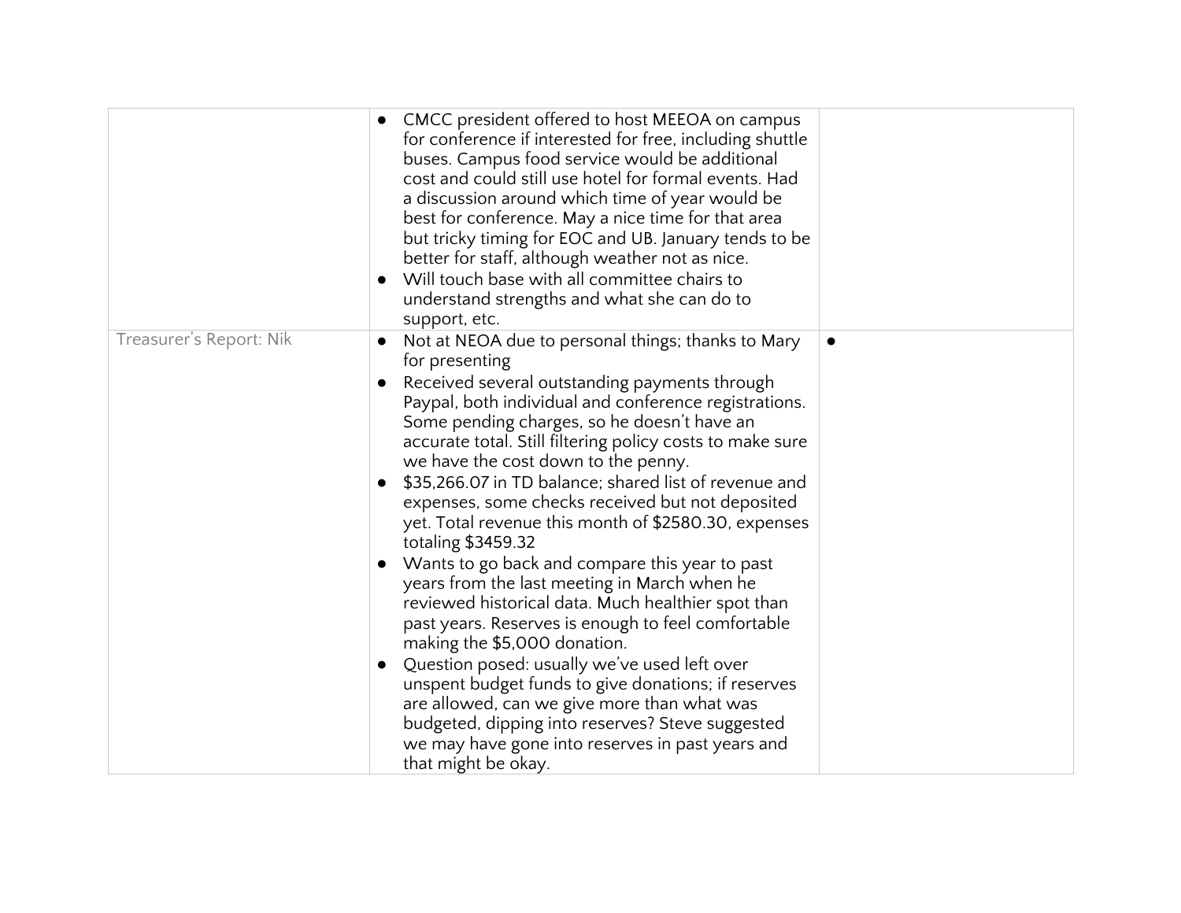| | | |
|---|---|---|
| | • CMCC president offered to host MEEOA on campus for conference if interested for free, including shuttle buses. Campus food service would be additional cost and could still use hotel for formal events. Had a discussion around which time of year would be best for conference. May a nice time for that area but tricky timing for EOC and UB. January tends to be better for staff, although weather not as nice.<br>• Will touch base with all committee chairs to understand strengths and what she can do to support, etc. | |
| Treasurer's Report: Nik | • Not at NEOA due to personal things; thanks to Mary for presenting<br>• Received several outstanding payments through Paypal, both individual and conference registrations. Some pending charges, so he doesn't have an accurate total. Still filtering policy costs to make sure we have the cost down to the penny.<br>• $35,266.07 in TD balance; shared list of revenue and expenses, some checks received but not deposited yet. Total revenue this month of $2580.30, expenses totaling $3459.32<br>• Wants to go back and compare this year to past years from the last meeting in March when he reviewed historical data. Much healthier spot than past years. Reserves is enough to feel comfortable making the $5,000 donation.<br>• Question posed: usually we've used left over unspent budget funds to give donations; if reserves are allowed, can we give more than what was budgeted, dipping into reserves? Steve suggested we may have gone into reserves in past years and that might be okay. | • |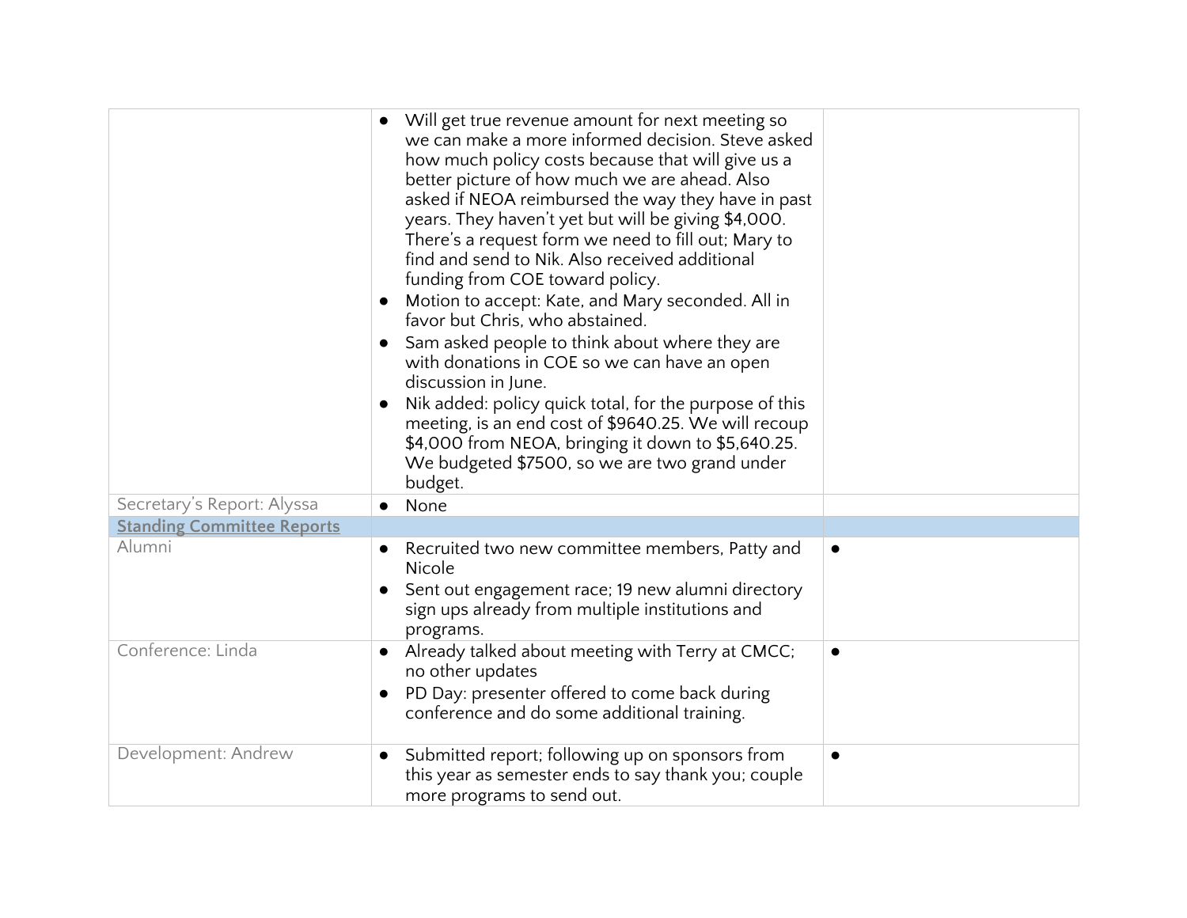| | | |
|---|---|---|
| | • Will get true revenue amount for next meeting so we can make a more informed decision. Steve asked how much policy costs because that will give us a better picture of how much we are ahead. Also asked if NEOA reimbursed the way they have in past years. They haven't yet but will be giving $4,000. There's a request form we need to fill out; Mary to find and send to Nik. Also received additional funding from COE toward policy.<br>• Motion to accept: Kate, and Mary seconded. All in favor but Chris, who abstained.<br>• Sam asked people to think about where they are with donations in COE so we can have an open discussion in June.<br>• Nik added: policy quick total, for the purpose of this meeting, is an end cost of $9640.25. We will recoup $4,000 from NEOA, bringing it down to $5,640.25. We budgeted $7500, so we are two grand under budget. | |
| Secretary's Report: Alyssa | • None | |
| **Standing Committee Reports** | | |
| Alumni | • Recruited two new committee members, Patty and Nicole<br>• Sent out engagement race; 19 new alumni directory sign ups already from multiple institutions and programs. | • |
| Conference: Linda | • Already talked about meeting with Terry at CMCC; no other updates<br>• PD Day: presenter offered to come back during conference and do some additional training. | • |
| Development: Andrew | • Submitted report; following up on sponsors from this year as semester ends to say thank you; couple more programs to send out. | • |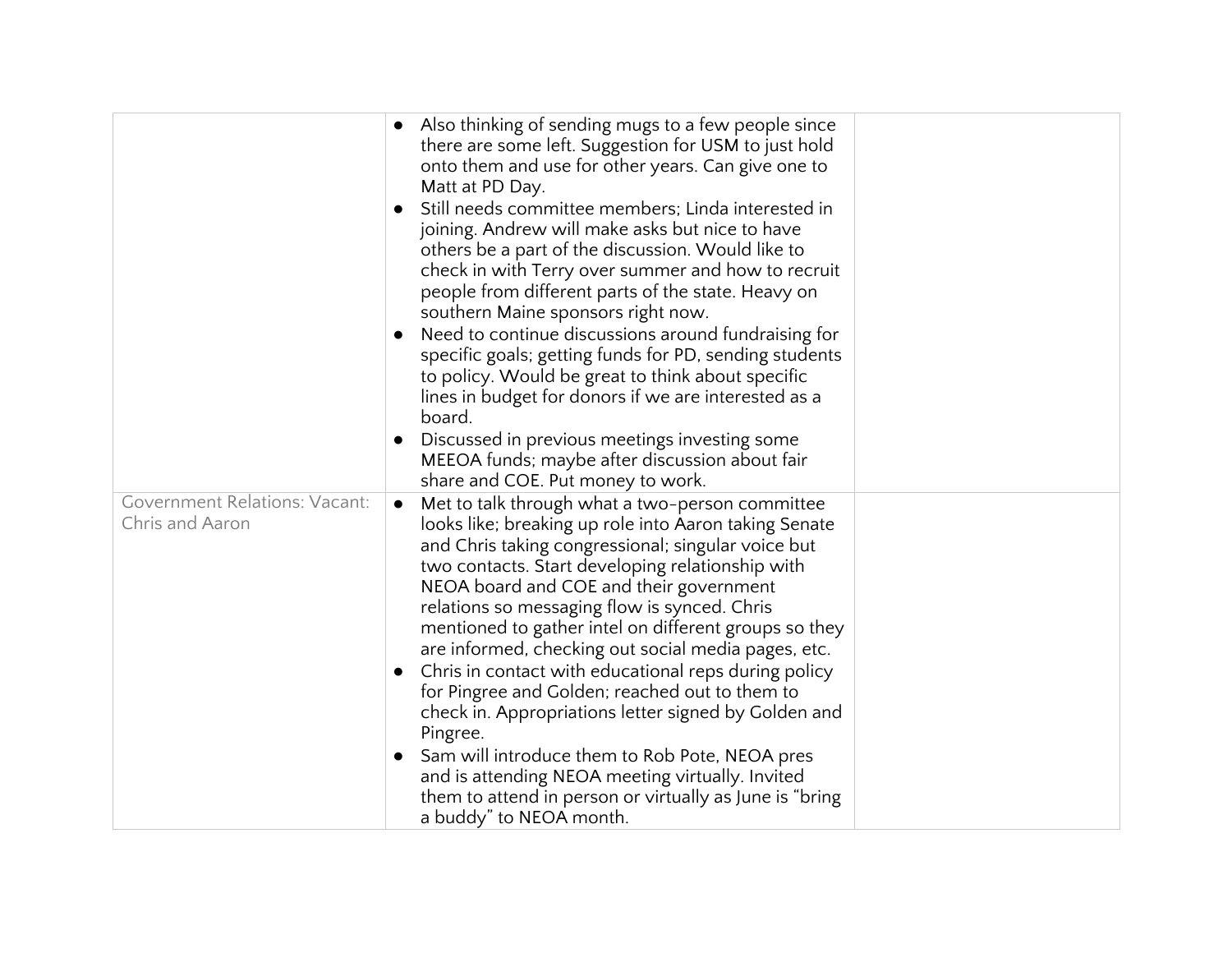|  |  |  |
|---|---|---|
|  | • Also thinking of sending mugs to a few people since there are some left. Suggestion for USM to just hold onto them and use for other years. Can give one to Matt at PD Day.<br>• Still needs committee members; Linda interested in joining. Andrew will make asks but nice to have others be a part of the discussion. Would like to check in with Terry over summer and how to recruit people from different parts of the state. Heavy on southern Maine sponsors right now.<br>• Need to continue discussions around fundraising for specific goals; getting funds for PD, sending students to policy. Would be great to think about specific lines in budget for donors if we are interested as a board.<br>• Discussed in previous meetings investing some MEEOA funds; maybe after discussion about fair share and COE. Put money to work. |  |
| Government Relations: Vacant: Chris and Aaron | • Met to talk through what a two-person committee looks like; breaking up role into Aaron taking Senate and Chris taking congressional; singular voice but two contacts. Start developing relationship with NEOA board and COE and their government relations so messaging flow is synced. Chris mentioned to gather intel on different groups so they are informed, checking out social media pages, etc.<br>• Chris in contact with educational reps during policy for Pingree and Golden; reached out to them to check in. Appropriations letter signed by Golden and Pingree.<br>• Sam will introduce them to Rob Pote, NEOA pres and is attending NEOA meeting virtually. Invited them to attend in person or virtually as June is "bring a buddy" to NEOA month. |  |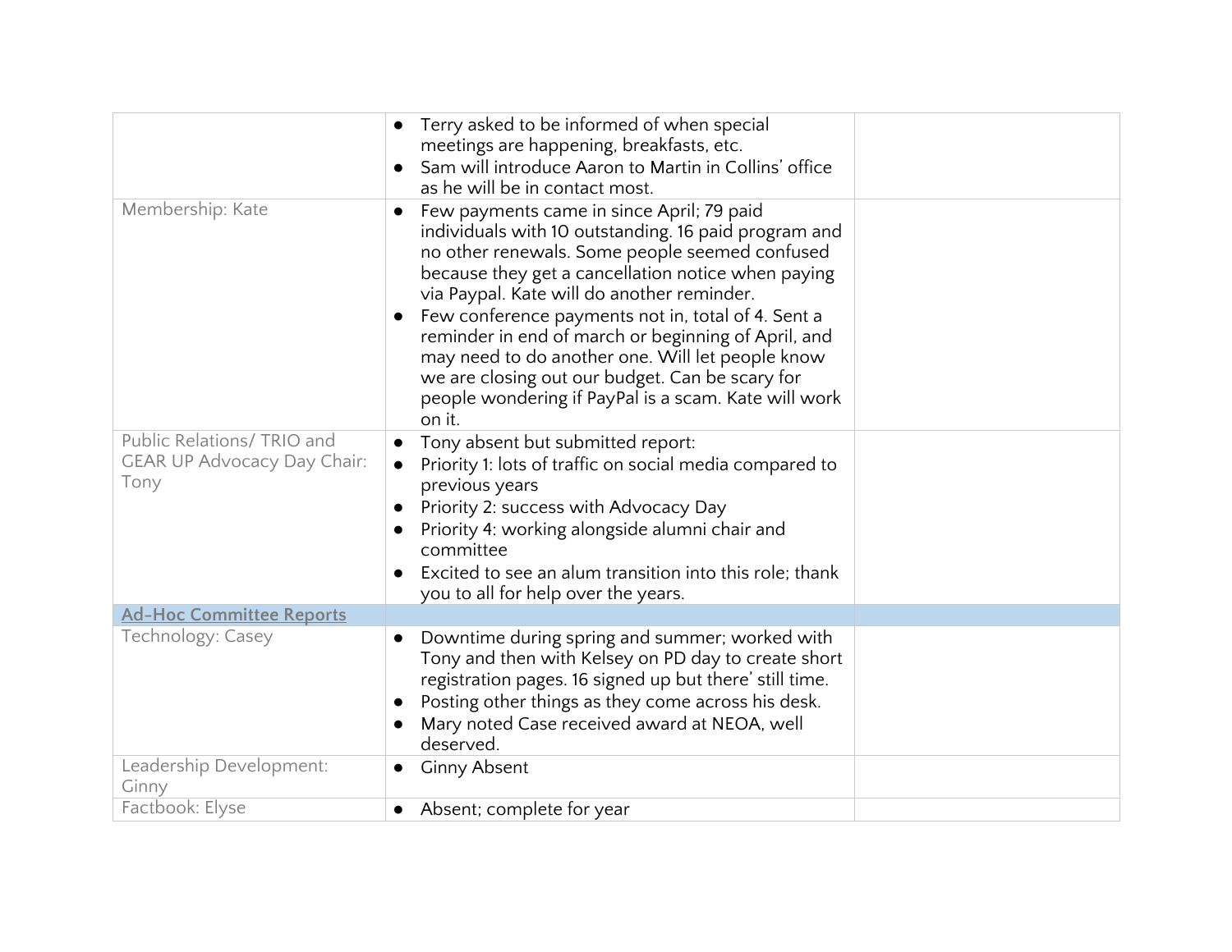| | | |
|---|---|---|
| | • Terry asked to be informed of when special meetings are happening, breakfasts, etc.<br>• Sam will introduce Aaron to Martin in Collins' office as he will be in contact most. | |
| Membership: Kate | • Few payments came in since April; 79 paid individuals with 10 outstanding. 16 paid program and no other renewals. Some people seemed confused because they get a cancellation notice when paying via Paypal. Kate will do another reminder.<br>• Few conference payments not in, total of 4. Sent a reminder in end of march or beginning of April, and may need to do another one. Will let people know we are closing out our budget. Can be scary for people wondering if PayPal is a scam. Kate will work on it. | |
| Public Relations/ TRIO and GEAR UP Advocacy Day Chair: Tony | • Tony absent but submitted report:<br>• Priority 1: lots of traffic on social media compared to previous years<br>• Priority 2: success with Advocacy Day<br>• Priority 4: working alongside alumni chair and committee<br>• Excited to see an alum transition into this role; thank you to all for help over the years. | |
| **Ad-Hoc Committee Reports** | | |
| Technology: Casey | • Downtime during spring and summer; worked with Tony and then with Kelsey on PD day to create short registration pages. 16 signed up but there' still time.<br>• Posting other things as they come across his desk.<br>• Mary noted Case received award at NEOA, well deserved. | |
| Leadership Development: Ginny | • Ginny Absent | |
| Factbook: Elyse | • Absent; complete for year | |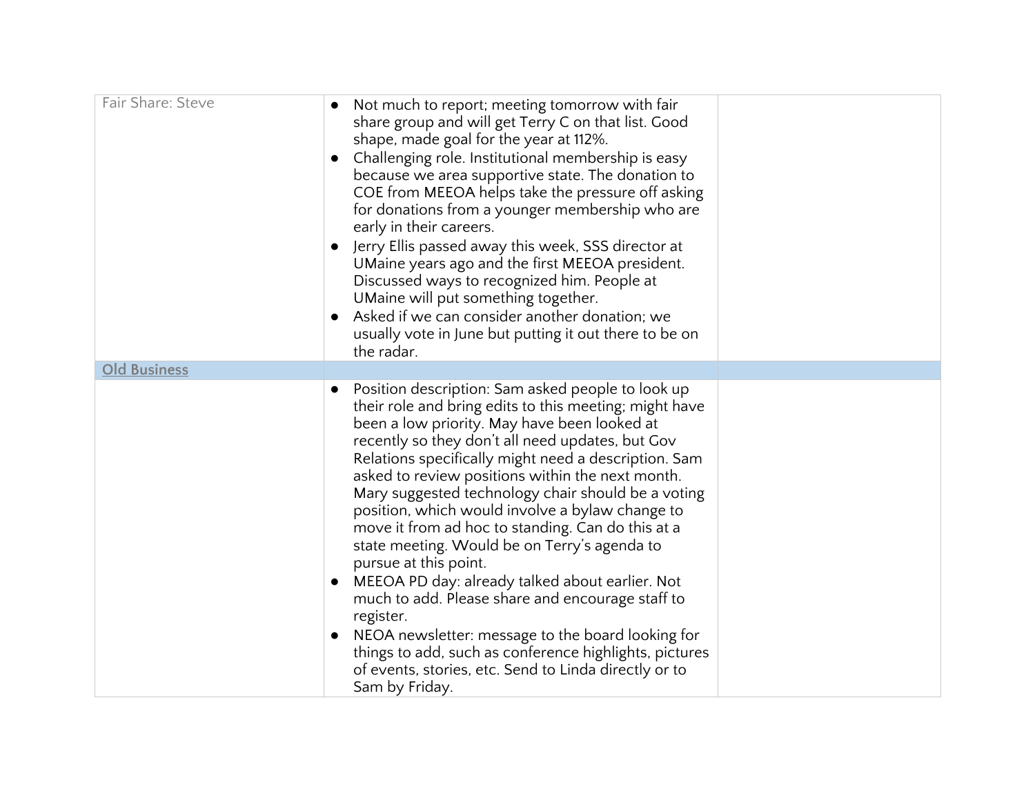| | | |
|---|---|---|
| Fair Share: Steve | <ul><li>Not much to report; meeting tomorrow with fair share group and will get Terry C on that list. Good shape, made goal for the year at 112%.</li><li>Challenging role. Institutional membership is easy because we area supportive state. The donation to COE from MEEOA helps take the pressure off asking for donations from a younger membership who are early in their careers.</li><li>Jerry Ellis passed away this week, SSS director at UMaine years ago and the first MEEOA president. Discussed ways to recognized him. People at UMaine will put something together.</li><li>Asked if we can consider another donation; we usually vote in June but putting it out there to be on the radar.</li></ul> | |
| **Old Business** | | |
| | <ul><li>Position description: Sam asked people to look up their role and bring edits to this meeting; might have been a low priority. May have been looked at recently so they don't all need updates, but Gov Relations specifically might need a description. Sam asked to review positions within the next month. Mary suggested technology chair should be a voting position, which would involve a bylaw change to move it from ad hoc to standing. Can do this at a state meeting. Would be on Terry's agenda to pursue at this point.</li><li>MEEOA PD day: already talked about earlier. Not much to add. Please share and encourage staff to register.</li><li>NEOA newsletter: message to the board looking for things to add, such as conference highlights, pictures of events, stories, etc. Send to Linda directly or to Sam by Friday.</li></ul> | |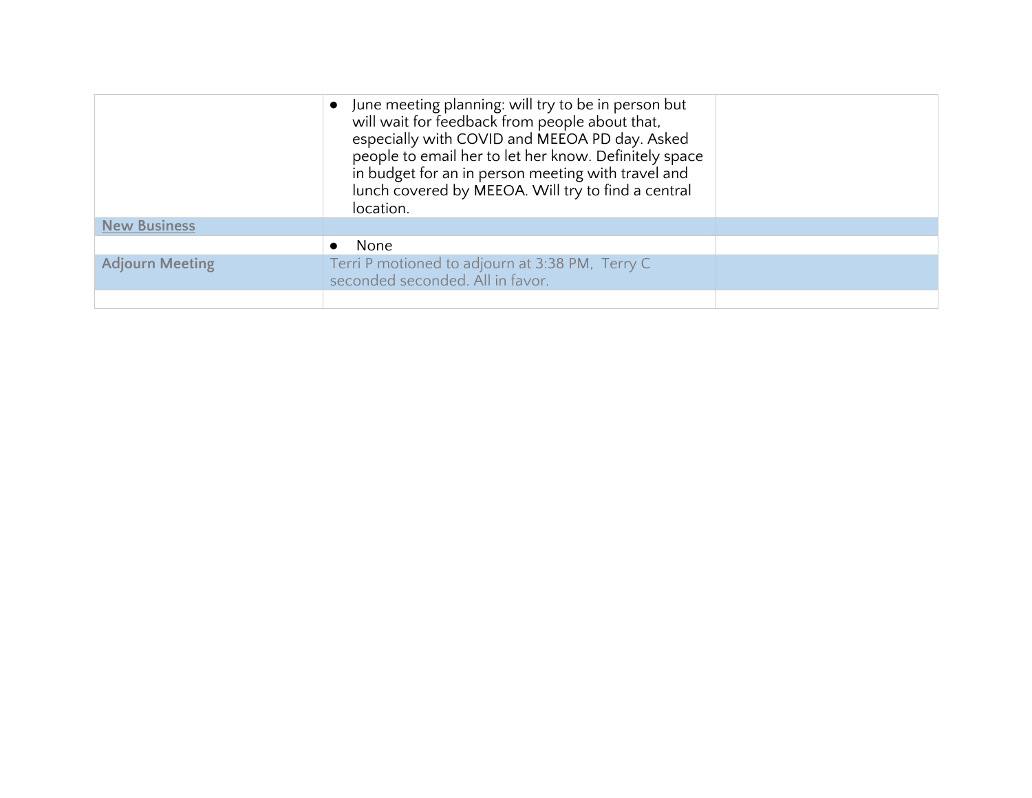| | | |
|---|---|---|
| | • June meeting planning: will try to be in person but will wait for feedback from people about that, especially with COVID and MEEOA PD day. Asked people to email her to let her know. Definitely space in budget for an in person meeting with travel and lunch covered by MEEOA. Will try to find a central location. | |
| **New Business** | | |
| | • None | |
| **Adjourn Meeting** | Terri P motioned to adjourn at 3:38 PM, Terry C seconded seconded. All in favor. | |
| | | |